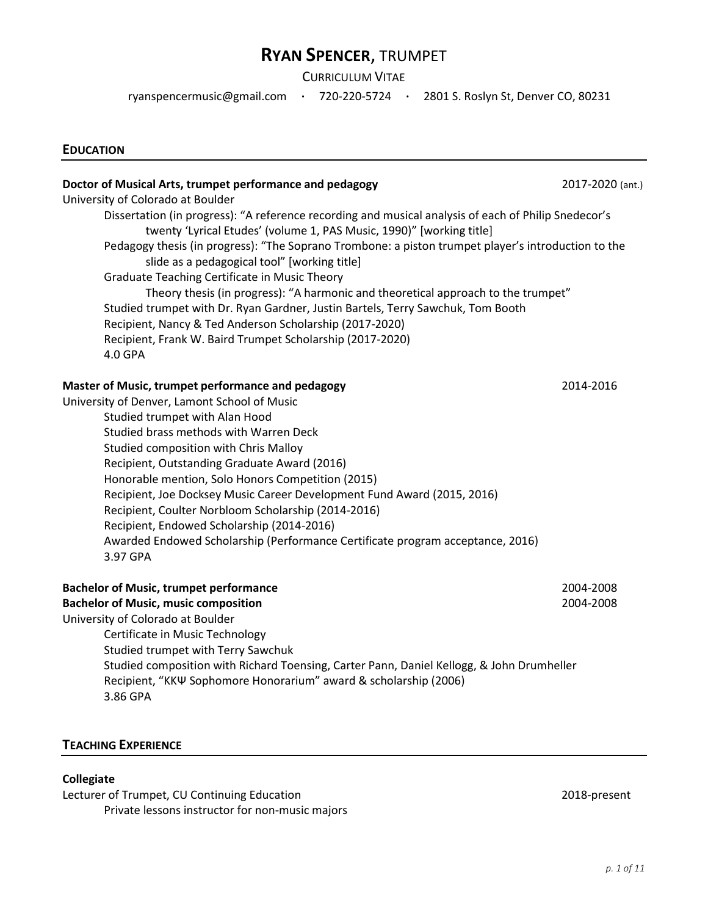# RYAN SPENCER, TRUMPET

CURRICULUM VITAE

ryanspencermusic@gmail.com · 720-220-5724 · 2801 S. Roslyn St, Denver CO, 80231

## EDUCATION

**Doctor of Musical Arts, trumpet performance and pedagogy** 2017-2020 (ant.)

University of Colorado at Boulder

- Dissertation (in progress): "A reference recording and musical analysis of each of Philip Snedecor's twenty 'Lyrical Etudes' (volume 1, PAS Music, 1990)" [working title]
- Pedagogy thesis (in progress): "The Soprano Trombone: a piston trumpet player's introduction to the slide as a pedagogical tool" [working title]
- Graduate Teaching Certificate in Music Theory
  - Theory thesis (in progress): "A harmonic and theoretical approach to the trumpet"
- Studied trumpet with Dr. Ryan Gardner, Justin Bartels, Terry Sawchuk, Tom Booth
- Recipient, Nancy & Ted Anderson Scholarship (2017-2020)
- Recipient, Frank W. Baird Trumpet Scholarship (2017-2020)
- 4.0 GPA

**Master of Music, trumpet performance and pedagogy** 2014-2016

University of Denver, Lamont School of Music

- Studied trumpet with Alan Hood
- Studied brass methods with Warren Deck
- Studied composition with Chris Malloy
- Recipient, Outstanding Graduate Award (2016)
- Honorable mention, Solo Honors Competition (2015)
- Recipient, Joe Docksey Music Career Development Fund Award (2015, 2016)
- Recipient, Coulter Norbloom Scholarship (2014-2016)
- Recipient, Endowed Scholarship (2014-2016)
- Awarded Endowed Scholarship (Performance Certificate program acceptance, 2016)
- 3.97 GPA

**Bachelor of Music, trumpet performance** 2004-2008

**Bachelor of Music, music composition** 2004-2008

University of Colorado at Boulder

- Certificate in Music Technology
- Studied trumpet with Terry Sawchuk
- Studied composition with Richard Toensing, Carter Pann, Daniel Kellogg, & John Drumheller
- Recipient, "ΚΚΨ Sophomore Honorarium" award & scholarship (2006)
- 3.86 GPA

## TEACHING EXPERIENCE

### Collegiate

Lecturer of Trumpet, CU Continuing Education 2018-present

- Private lessons instructor for non-music majors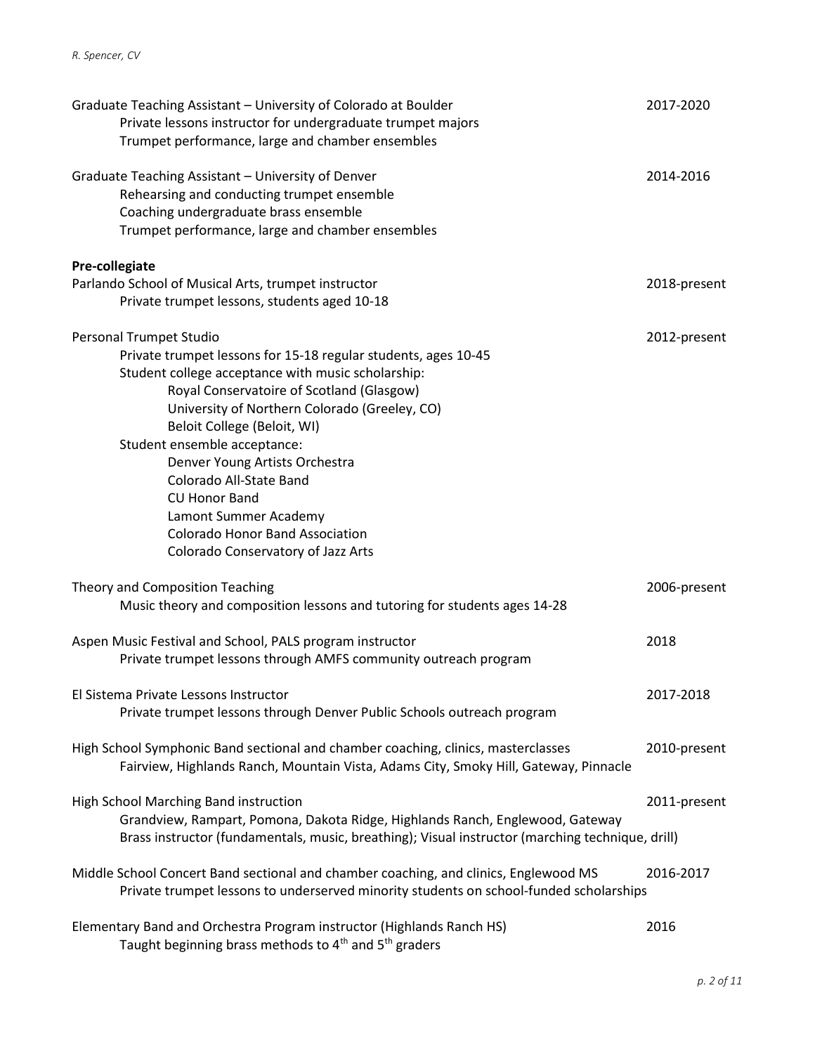Graduate Teaching Assistant – University of Colorado at Boulder 2017-2020
- Private lessons instructor for undergraduate trumpet majors
- Trumpet performance, large and chamber ensembles

Graduate Teaching Assistant – University of Denver 2014-2016
- Rehearsing and conducting trumpet ensemble
- Coaching undergraduate brass ensemble
- Trumpet performance, large and chamber ensembles

**Pre-collegiate**

Parlando School of Musical Arts, trumpet instructor 2018-present
- Private trumpet lessons, students aged 10-18

Personal Trumpet Studio 2012-present
- Private trumpet lessons for 15-18 regular students, ages 10-45
- Student college acceptance with music scholarship:
  - Royal Conservatoire of Scotland (Glasgow)
  - University of Northern Colorado (Greeley, CO)
  - Beloit College (Beloit, WI)
- Student ensemble acceptance:
  - Denver Young Artists Orchestra
  - Colorado All-State Band
  - CU Honor Band
  - Lamont Summer Academy
  - Colorado Honor Band Association
  - Colorado Conservatory of Jazz Arts

Theory and Composition Teaching 2006-present
- Music theory and composition lessons and tutoring for students ages 14-28

Aspen Music Festival and School, PALS program instructor 2018
- Private trumpet lessons through AMFS community outreach program

El Sistema Private Lessons Instructor 2017-2018
- Private trumpet lessons through Denver Public Schools outreach program

High School Symphonic Band sectional and chamber coaching, clinics, masterclasses 2010-present
- Fairview, Highlands Ranch, Mountain Vista, Adams City, Smoky Hill, Gateway, Pinnacle

High School Marching Band instruction 2011-present
- Grandview, Rampart, Pomona, Dakota Ridge, Highlands Ranch, Englewood, Gateway
- Brass instructor (fundamentals, music, breathing); Visual instructor (marching technique, drill)

Middle School Concert Band sectional and chamber coaching, and clinics, Englewood MS 2016-2017
- Private trumpet lessons to underserved minority students on school-funded scholarships

Elementary Band and Orchestra Program instructor (Highlands Ranch HS) 2016
- Taught beginning brass methods to 4th and 5th graders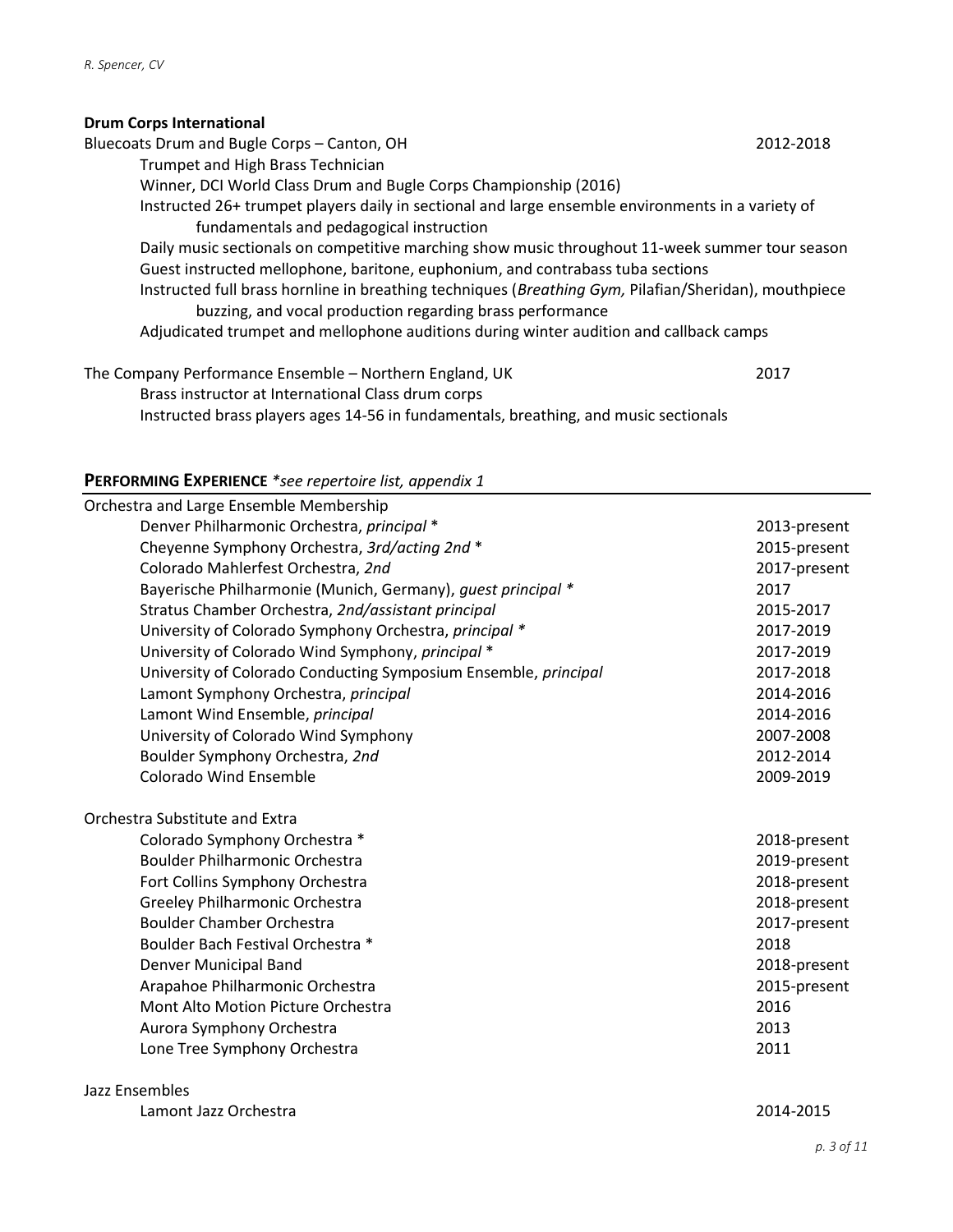**Drum Corps International**

Bluecoats Drum and Bugle Corps – Canton, OH — 2012-2018

- Trumpet and High Brass Technician
- Winner, DCI World Class Drum and Bugle Corps Championship (2016)
- Instructed 26+ trumpet players daily in sectional and large ensemble environments in a variety of fundamentals and pedagogical instruction
- Daily music sectionals on competitive marching show music throughout 11-week summer tour season
- Guest instructed mellophone, baritone, euphonium, and contrabass tuba sections
- Instructed full brass hornline in breathing techniques (*Breathing Gym,* Pilafian/Sheridan), mouthpiece buzzing, and vocal production regarding brass performance
- Adjudicated trumpet and mellophone auditions during winter audition and callback camps

The Company Performance Ensemble – Northern England, UK — 2017

- Brass instructor at International Class drum corps
- Instructed brass players ages 14-56 in fundamentals, breathing, and music sectionals

## **Performing Experience** *\*see repertoire list, appendix 1*

**Orchestra and Large Ensemble Membership**

| Ensemble | Years |
|---|---|
| Denver Philharmonic Orchestra, *principal* * | 2013-present |
| Cheyenne Symphony Orchestra, *3rd/acting 2nd* * | 2015-present |
| Colorado Mahlerfest Orchestra, *2nd* | 2017-present |
| Bayerische Philharmonie (Munich, Germany), *guest principal* * | 2017 |
| Stratus Chamber Orchestra, *2nd/assistant principal* | 2015-2017 |
| University of Colorado Symphony Orchestra, *principal* * | 2017-2019 |
| University of Colorado Wind Symphony, *principal* * | 2017-2019 |
| University of Colorado Conducting Symposium Ensemble, *principal* | 2017-2018 |
| Lamont Symphony Orchestra, *principal* | 2014-2016 |
| Lamont Wind Ensemble, *principal* | 2014-2016 |
| University of Colorado Wind Symphony | 2007-2008 |
| Boulder Symphony Orchestra, *2nd* | 2012-2014 |
| Colorado Wind Ensemble | 2009-2019 |

**Orchestra Substitute and Extra**

| Ensemble | Years |
|---|---|
| Colorado Symphony Orchestra * | 2018-present |
| Boulder Philharmonic Orchestra | 2019-present |
| Fort Collins Symphony Orchestra | 2018-present |
| Greeley Philharmonic Orchestra | 2018-present |
| Boulder Chamber Orchestra | 2017-present |
| Boulder Bach Festival Orchestra * | 2018 |
| Denver Municipal Band | 2018-present |
| Arapahoe Philharmonic Orchestra | 2015-present |
| Mont Alto Motion Picture Orchestra | 2016 |
| Aurora Symphony Orchestra | 2013 |
| Lone Tree Symphony Orchestra | 2011 |

**Jazz Ensembles**

| Ensemble | Years |
|---|---|
| Lamont Jazz Orchestra | 2014-2015 |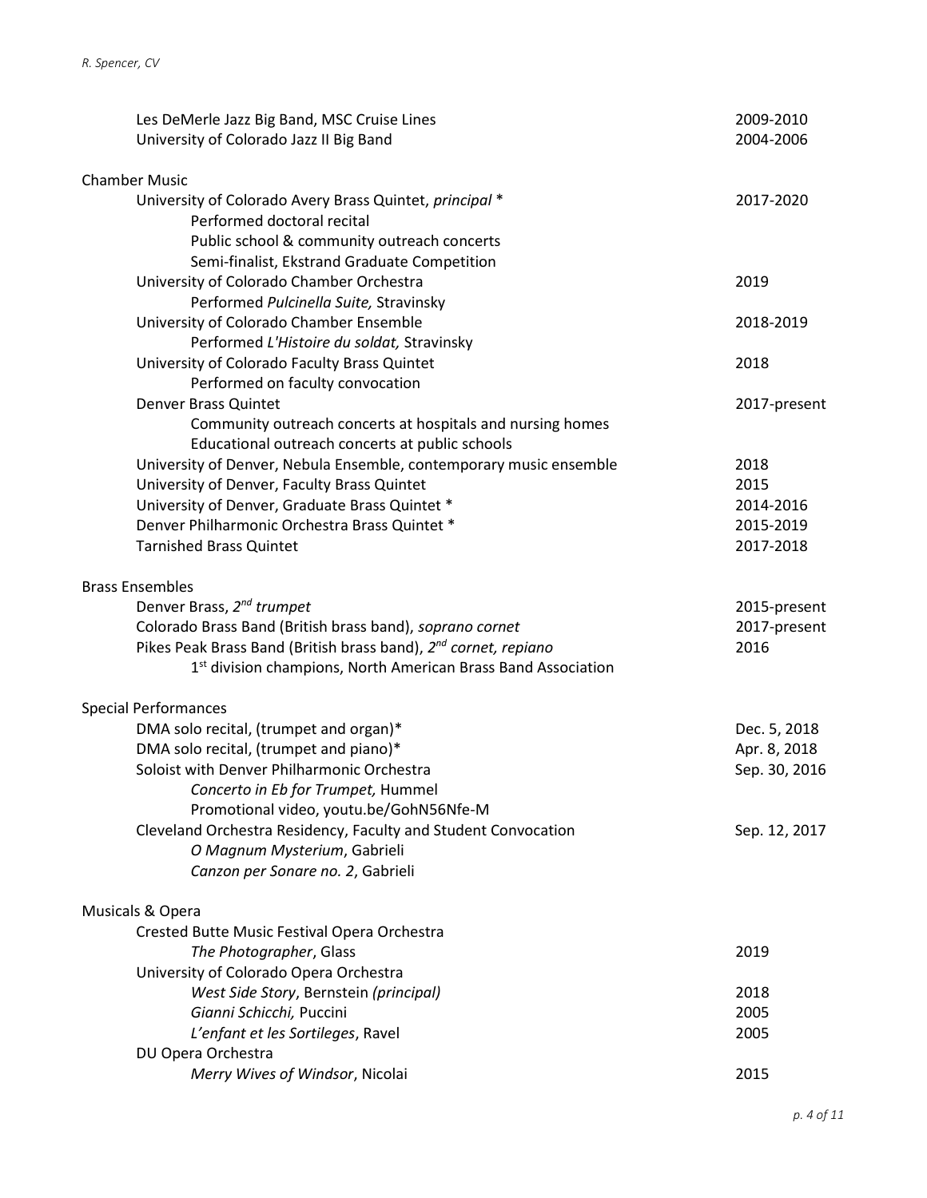| | |
|---|---|
| Les DeMerle Jazz Big Band, MSC Cruise Lines | 2009-2010 |
| University of Colorado Jazz II Big Band | 2004-2006 |

## Chamber Music

| | |
|---|---|
| University of Colorado Avery Brass Quintet, *principal* * | 2017-2020 |
| &nbsp;&nbsp;&nbsp;&nbsp;Performed doctoral recital | |
| &nbsp;&nbsp;&nbsp;&nbsp;Public school & community outreach concerts | |
| &nbsp;&nbsp;&nbsp;&nbsp;Semi-finalist, Ekstrand Graduate Competition | |
| University of Colorado Chamber Orchestra | 2019 |
| &nbsp;&nbsp;&nbsp;&nbsp;Performed *Pulcinella Suite,* Stravinsky | |
| University of Colorado Chamber Ensemble | 2018-2019 |
| &nbsp;&nbsp;&nbsp;&nbsp;Performed *L'Histoire du soldat,* Stravinsky | |
| University of Colorado Faculty Brass Quintet | 2018 |
| &nbsp;&nbsp;&nbsp;&nbsp;Performed on faculty convocation | |
| Denver Brass Quintet | 2017-present |
| &nbsp;&nbsp;&nbsp;&nbsp;Community outreach concerts at hospitals and nursing homes | |
| &nbsp;&nbsp;&nbsp;&nbsp;Educational outreach concerts at public schools | |
| University of Denver, Nebula Ensemble, contemporary music ensemble | 2018 |
| University of Denver, Faculty Brass Quintet | 2015 |
| University of Denver, Graduate Brass Quintet * | 2014-2016 |
| Denver Philharmonic Orchestra Brass Quintet * | 2015-2019 |
| Tarnished Brass Quintet | 2017-2018 |

## Brass Ensembles

| | |
|---|---|
| Denver Brass, *2nd trumpet* | 2015-present |
| Colorado Brass Band (British brass band), *soprano cornet* | 2017-present |
| Pikes Peak Brass Band (British brass band), *2nd cornet, repiano* | 2016 |
| &nbsp;&nbsp;&nbsp;&nbsp;1st division champions, North American Brass Band Association | |

## Special Performances

| | |
|---|---|
| DMA solo recital, (trumpet and organ)* | Dec. 5, 2018 |
| DMA solo recital, (trumpet and piano)* | Apr. 8, 2018 |
| Soloist with Denver Philharmonic Orchestra | Sep. 30, 2016 |
| &nbsp;&nbsp;&nbsp;&nbsp;*Concerto in Eb for Trumpet,* Hummel | |
| &nbsp;&nbsp;&nbsp;&nbsp;Promotional video, youtu.be/GohN56Nfe-M | |
| Cleveland Orchestra Residency, Faculty and Student Convocation | Sep. 12, 2017 |
| &nbsp;&nbsp;&nbsp;&nbsp;*O Magnum Mysterium*, Gabrieli | |
| &nbsp;&nbsp;&nbsp;&nbsp;*Canzon per Sonare no. 2*, Gabrieli | |

## Musicals & Opera

| | |
|---|---|
| Crested Butte Music Festival Opera Orchestra | |
| &nbsp;&nbsp;&nbsp;&nbsp;*The Photographer*, Glass | 2019 |
| University of Colorado Opera Orchestra | |
| &nbsp;&nbsp;&nbsp;&nbsp;*West Side Story*, Bernstein *(principal)* | 2018 |
| &nbsp;&nbsp;&nbsp;&nbsp;*Gianni Schicchi,* Puccini | 2005 |
| &nbsp;&nbsp;&nbsp;&nbsp;*L'enfant et les Sortileges*, Ravel | 2005 |
| DU Opera Orchestra | |
| &nbsp;&nbsp;&nbsp;&nbsp;*Merry Wives of Windsor*, Nicolai | 2015 |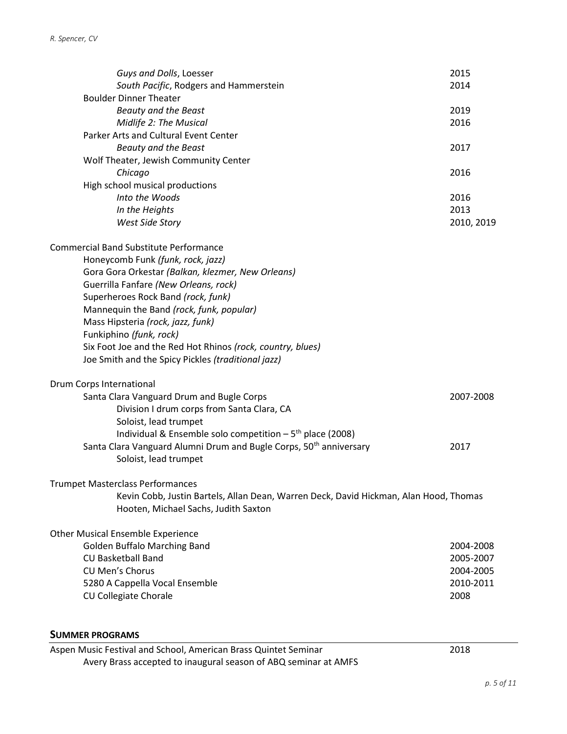*Guys and Dolls*, Loesser — 2015
*South Pacific*, Rodgers and Hammerstein — 2014

Boulder Dinner Theater
- *Beauty and the Beast* — 2019
- *Midlife 2: The Musical* — 2016

Parker Arts and Cultural Event Center
- *Beauty and the Beast* — 2017

Wolf Theater, Jewish Community Center
- *Chicago* — 2016

High school musical productions
- *Into the Woods* — 2016
- *In the Heights* — 2013
- *West Side Story* — 2010, 2019

Commercial Band Substitute Performance
- Honeycomb Funk *(funk, rock, jazz)*
- Gora Gora Orkestar *(Balkan, klezmer, New Orleans)*
- Guerrilla Fanfare *(New Orleans, rock)*
- Superheroes Rock Band *(rock, funk)*
- Mannequin the Band *(rock, funk, popular)*
- Mass Hipsteria *(rock, jazz, funk)*
- Funkiphino *(funk, rock)*
- Six Foot Joe and the Red Hot Rhinos *(rock, country, blues)*
- Joe Smith and the Spicy Pickles *(traditional jazz)*

Drum Corps International
- Santa Clara Vanguard Drum and Bugle Corps — 2007-2008
  - Division I drum corps from Santa Clara, CA
  - Soloist, lead trumpet
  - Individual & Ensemble solo competition – 5th place (2008)
- Santa Clara Vanguard Alumni Drum and Bugle Corps, 50th anniversary — 2017
  - Soloist, lead trumpet

Trumpet Masterclass Performances
- Kevin Cobb, Justin Bartels, Allan Dean, Warren Deck, David Hickman, Alan Hood, Thomas Hooten, Michael Sachs, Judith Saxton

Other Musical Ensemble Experience
- Golden Buffalo Marching Band — 2004-2008
- CU Basketball Band — 2005-2007
- CU Men's Chorus — 2004-2005
- 5280 A Cappella Vocal Ensemble — 2010-2011
- CU Collegiate Chorale — 2008

## Summer Programs

Aspen Music Festival and School, American Brass Quintet Seminar — 2018
- Avery Brass accepted to inaugural season of ABQ seminar at AMFS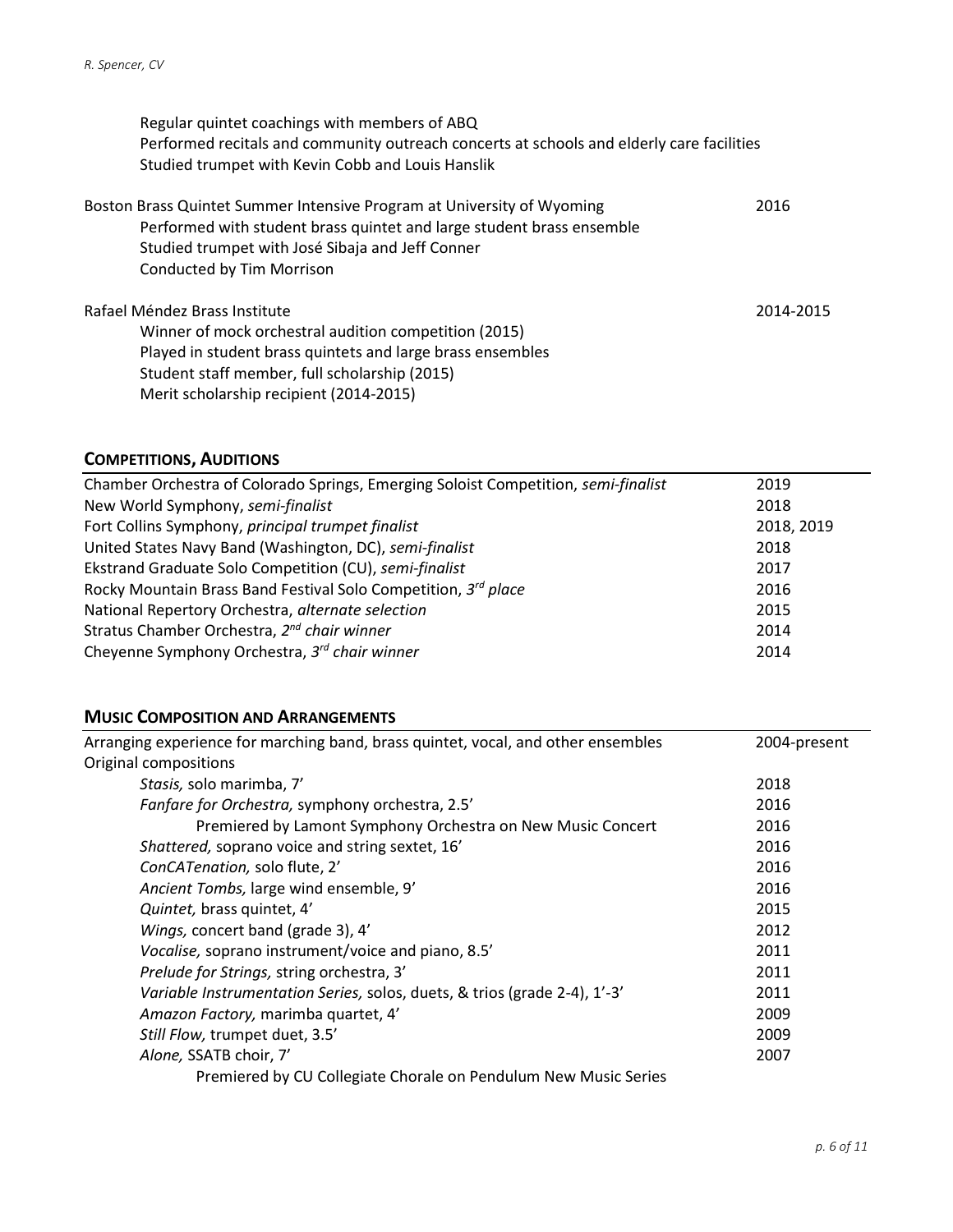Regular quintet coachings with members of ABQ
Performed recitals and community outreach concerts at schools and elderly care facilities
Studied trumpet with Kevin Cobb and Louis Hanslik

Boston Brass Quintet Summer Intensive Program at University of Wyoming — 2016
Performed with student brass quintet and large student brass ensemble
Studied trumpet with José Sibaja and Jeff Conner
Conducted by Tim Morrison

Rafael Méndez Brass Institute — 2014-2015
Winner of mock orchestral audition competition (2015)
Played in student brass quintets and large brass ensembles
Student staff member, full scholarship (2015)
Merit scholarship recipient (2014-2015)

## COMPETITIONS, AUDITIONS

| | |
|---|---|
| Chamber Orchestra of Colorado Springs, Emerging Soloist Competition, *semi-finalist* | 2019 |
| New World Symphony, *semi-finalist* | 2018 |
| Fort Collins Symphony, *principal trumpet finalist* | 2018, 2019 |
| United States Navy Band (Washington, DC), *semi-finalist* | 2018 |
| Ekstrand Graduate Solo Competition (CU), *semi-finalist* | 2017 |
| Rocky Mountain Brass Band Festival Solo Competition, *3rd place* | 2016 |
| National Repertory Orchestra, *alternate selection* | 2015 |
| Stratus Chamber Orchestra, *2nd chair winner* | 2014 |
| Cheyenne Symphony Orchestra, *3rd chair winner* | 2014 |

## MUSIC COMPOSITION AND ARRANGEMENTS

| | |
|---|---|
| Arranging experience for marching band, brass quintet, vocal, and other ensembles | 2004-present |
| Original compositions | |
| *Stasis,* solo marimba, 7' | 2018 |
| *Fanfare for Orchestra,* symphony orchestra, 2.5' | 2016 |
| Premiered by Lamont Symphony Orchestra on New Music Concert | 2016 |
| *Shattered,* soprano voice and string sextet, 16' | 2016 |
| *ConCATenation,* solo flute, 2' | 2016 |
| *Ancient Tombs,* large wind ensemble, 9' | 2016 |
| *Quintet,* brass quintet, 4' | 2015 |
| *Wings,* concert band (grade 3), 4' | 2012 |
| *Vocalise,* soprano instrument/voice and piano, 8.5' | 2011 |
| *Prelude for Strings,* string orchestra, 3' | 2011 |
| *Variable Instrumentation Series,* solos, duets, & trios (grade 2-4), 1'-3' | 2011 |
| *Amazon Factory,* marimba quartet, 4' | 2009 |
| *Still Flow,* trumpet duet, 3.5' | 2009 |
| *Alone,* SSATB choir, 7' | 2007 |
| Premiered by CU Collegiate Chorale on Pendulum New Music Series | |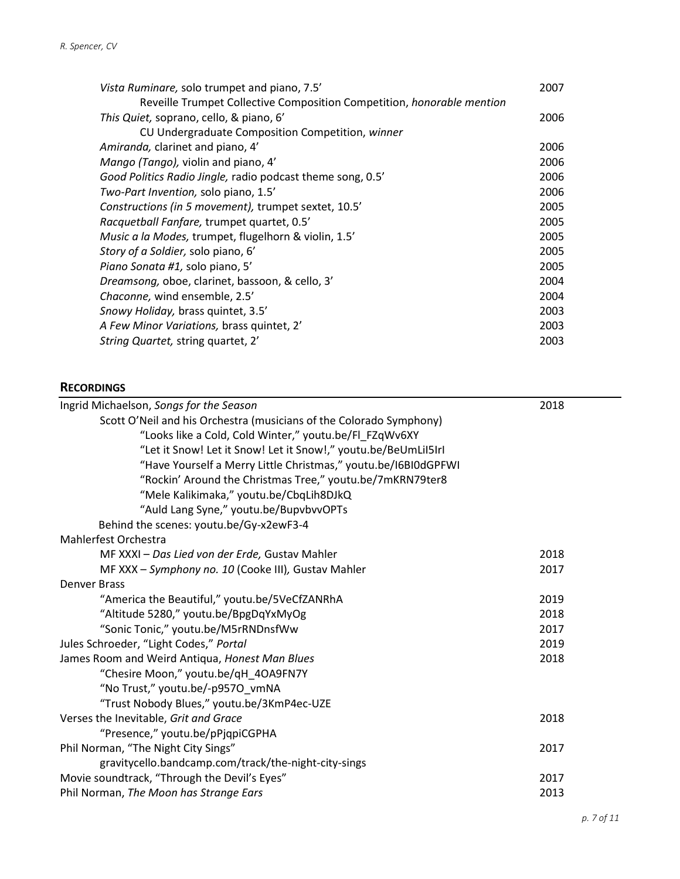*Vista Ruminare,* solo trumpet and piano, 7.5' — 2007
  Reveille Trumpet Collective Composition Competition, *honorable mention*
*This Quiet,* soprano, cello, & piano, 6' — 2006
  CU Undergraduate Composition Competition, *winner*
*Amiranda,* clarinet and piano, 4' — 2006
*Mango (Tango),* violin and piano, 4' — 2006
*Good Politics Radio Jingle,* radio podcast theme song, 0.5' — 2006
*Two-Part Invention,* solo piano, 1.5' — 2006
*Constructions (in 5 movement),* trumpet sextet, 10.5' — 2005
*Racquetball Fanfare,* trumpet quartet, 0.5' — 2005
*Music a la Modes,* trumpet, flugelhorn & violin, 1.5' — 2005
*Story of a Soldier,* solo piano, 6' — 2005
*Piano Sonata #1,* solo piano, 5' — 2005
*Dreamsong,* oboe, clarinet, bassoon, & cello, 3' — 2004
*Chaconne,* wind ensemble, 2.5' — 2004
*Snowy Holiday,* brass quintet, 3.5' — 2003
*A Few Minor Variations,* brass quintet, 2' — 2003
*String Quartet,* string quartet, 2' — 2003

## Recordings

Ingrid Michaelson, *Songs for the Season* — 2018
  Scott O'Neil and his Orchestra (musicians of the Colorado Symphony)
    "Looks like a Cold, Cold Winter," youtu.be/Fl_FZqWv6XY
    "Let it Snow! Let it Snow! Let it Snow!," youtu.be/BeUmLiI5IrI
    "Have Yourself a Merry Little Christmas," youtu.be/I6BI0dGPFWI
    "Rockin' Around the Christmas Tree," youtu.be/7mKRN79ter8
    "Mele Kalikimaka," youtu.be/CbqLih8DJkQ
    "Auld Lang Syne," youtu.be/BupvbvvOPTs
  Behind the scenes: youtu.be/Gy-x2ewF3-4

Mahlerfest Orchestra
  MF XXXI – *Das Lied von der Erde,* Gustav Mahler — 2018
  MF XXX – *Symphony no. 10* (Cooke III)*,* Gustav Mahler — 2017

Denver Brass
  "America the Beautiful," youtu.be/5VeCfZANRhA — 2019
  "Altitude 5280," youtu.be/BpgDqYxMyOg — 2018
  "Sonic Tonic," youtu.be/M5rRNDnsfWw — 2017

Jules Schroeder, "Light Codes," *Portal* — 2019

James Room and Weird Antiqua, *Honest Man Blues* — 2018
  "Chesire Moon," youtu.be/qH_4OA9FN7Y
  "No Trust," youtu.be/-p957O_vmNA
  "Trust Nobody Blues," youtu.be/3KmP4ec-UZE

Verses the Inevitable, *Grit and Grace* — 2018
  "Presence," youtu.be/pPjqpiCGPHA

Phil Norman, "The Night City Sings" — 2017
  gravitycello.bandcamp.com/track/the-night-city-sings

Movie soundtrack, "Through the Devil's Eyes" — 2017

Phil Norman, *The Moon has Strange Ears* — 2013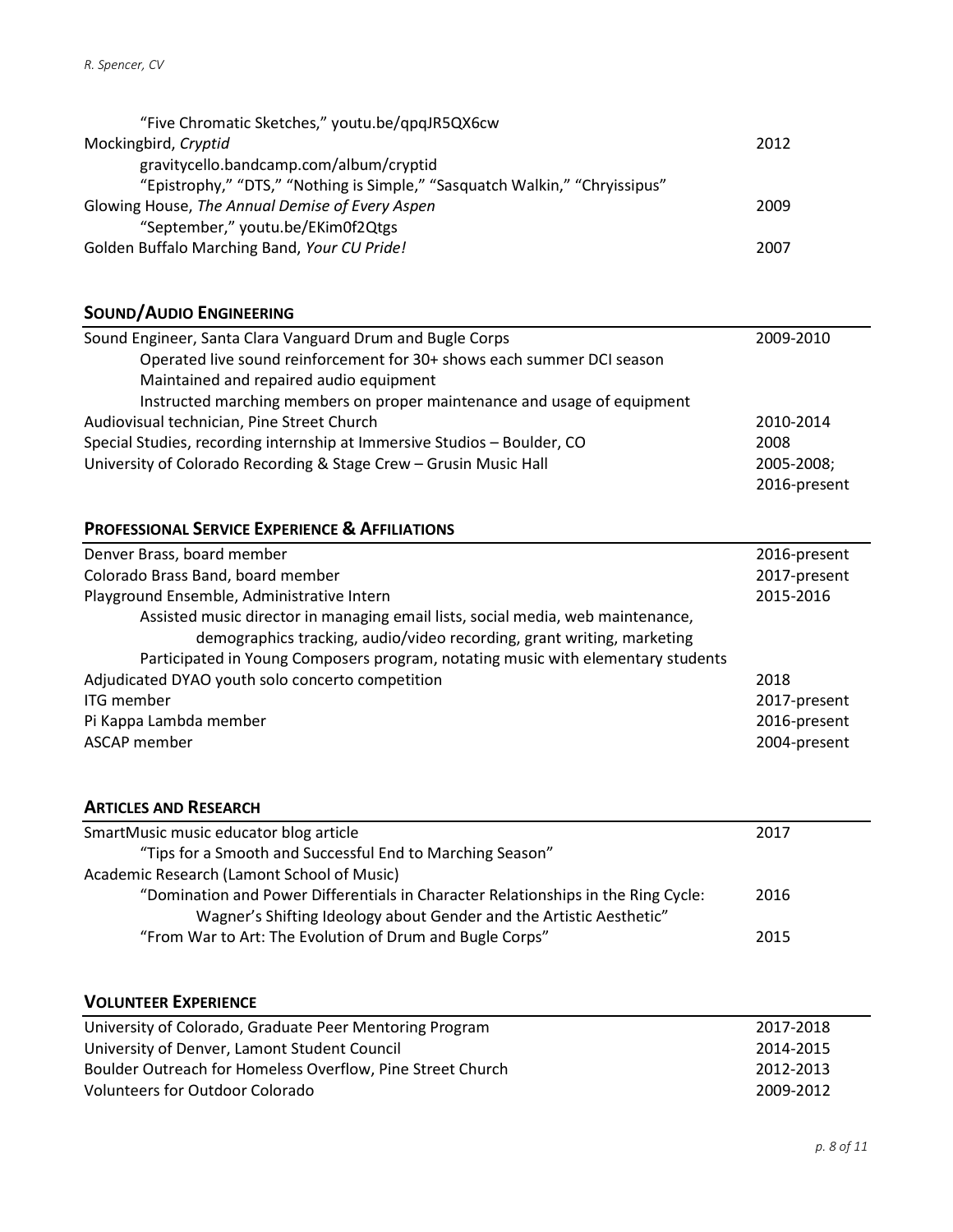"Five Chromatic Sketches," youtu.be/qpqJR5QX6cw

Mockingbird, *Cryptid* — 2012

gravitycello.bandcamp.com/album/cryptid

"Epistrophy," "DTS," "Nothing is Simple," "Sasquatch Walkin," "Chryissipus"

Glowing House, *The Annual Demise of Every Aspen* — 2009

"September," youtu.be/EKim0f2Qtgs

Golden Buffalo Marching Band, *Your CU Pride!* — 2007

## SOUND/AUDIO ENGINEERING

Sound Engineer, Santa Clara Vanguard Drum and Bugle Corps — 2009-2010

- Operated live sound reinforcement for 30+ shows each summer DCI season
- Maintained and repaired audio equipment
- Instructed marching members on proper maintenance and usage of equipment

Audiovisual technician, Pine Street Church — 2010-2014

Special Studies, recording internship at Immersive Studios – Boulder, CO — 2008

University of Colorado Recording & Stage Crew – Grusin Music Hall — 2005-2008; 2016-present

## PROFESSIONAL SERVICE EXPERIENCE & AFFILIATIONS

Denver Brass, board member — 2016-present

Colorado Brass Band, board member — 2017-present

Playground Ensemble, Administrative Intern — 2015-2016

- Assisted music director in managing email lists, social media, web maintenance, demographics tracking, audio/video recording, grant writing, marketing
- Participated in Young Composers program, notating music with elementary students

Adjudicated DYAO youth solo concerto competition — 2018

ITG member — 2017-present

Pi Kappa Lambda member — 2016-present

ASCAP member — 2004-present

## ARTICLES AND RESEARCH

SmartMusic music educator blog article — 2017

"Tips for a Smooth and Successful End to Marching Season"

Academic Research (Lamont School of Music)

- "Domination and Power Differentials in Character Relationships in the Ring Cycle: Wagner's Shifting Ideology about Gender and the Artistic Aesthetic" — 2016
- "From War to Art: The Evolution of Drum and Bugle Corps" — 2015

## VOLUNTEER EXPERIENCE

University of Colorado, Graduate Peer Mentoring Program — 2017-2018

University of Denver, Lamont Student Council — 2014-2015

Boulder Outreach for Homeless Overflow, Pine Street Church — 2012-2013

Volunteers for Outdoor Colorado — 2009-2012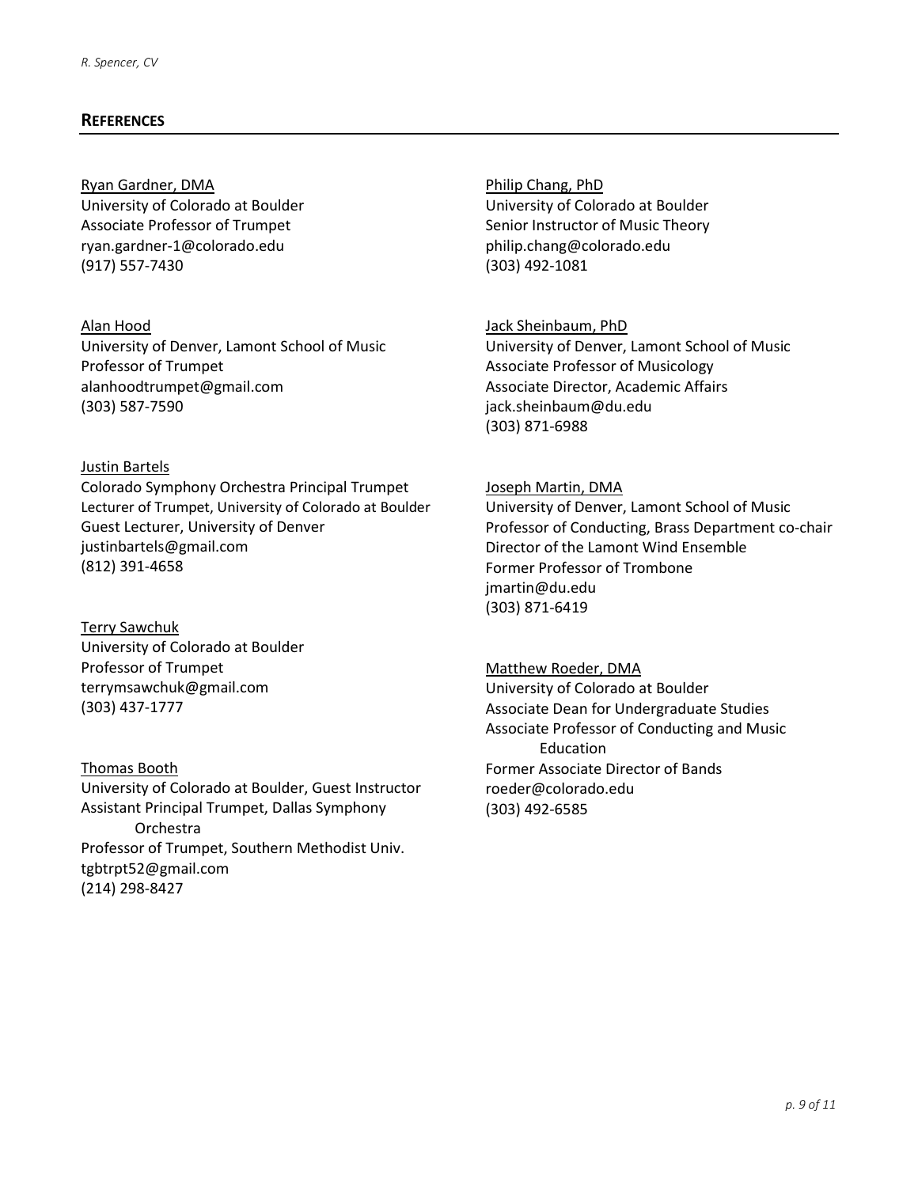## REFERENCES

Ryan Gardner, DMA
University of Colorado at Boulder
Associate Professor of Trumpet
ryan.gardner-1@colorado.edu
(917) 557-7430

Alan Hood
University of Denver, Lamont School of Music
Professor of Trumpet
alanhoodtrumpet@gmail.com
(303) 587-7590

Justin Bartels
Colorado Symphony Orchestra Principal Trumpet
Lecturer of Trumpet, University of Colorado at Boulder
Guest Lecturer, University of Denver
justinbartels@gmail.com
(812) 391-4658

Terry Sawchuk
University of Colorado at Boulder
Professor of Trumpet
terrymsawchuk@gmail.com
(303) 437-1777

Thomas Booth
University of Colorado at Boulder, Guest Instructor
Assistant Principal Trumpet, Dallas Symphony Orchestra
Professor of Trumpet, Southern Methodist Univ.
tgbtrpt52@gmail.com
(214) 298-8427

Philip Chang, PhD
University of Colorado at Boulder
Senior Instructor of Music Theory
philip.chang@colorado.edu
(303) 492-1081

Jack Sheinbaum, PhD
University of Denver, Lamont School of Music
Associate Professor of Musicology
Associate Director, Academic Affairs
jack.sheinbaum@du.edu
(303) 871-6988

Joseph Martin, DMA
University of Denver, Lamont School of Music
Professor of Conducting, Brass Department co-chair
Director of the Lamont Wind Ensemble
Former Professor of Trombone
jmartin@du.edu
(303) 871-6419

Matthew Roeder, DMA
University of Colorado at Boulder
Associate Dean for Undergraduate Studies
Associate Professor of Conducting and Music Education
Former Associate Director of Bands
roeder@colorado.edu
(303) 492-6585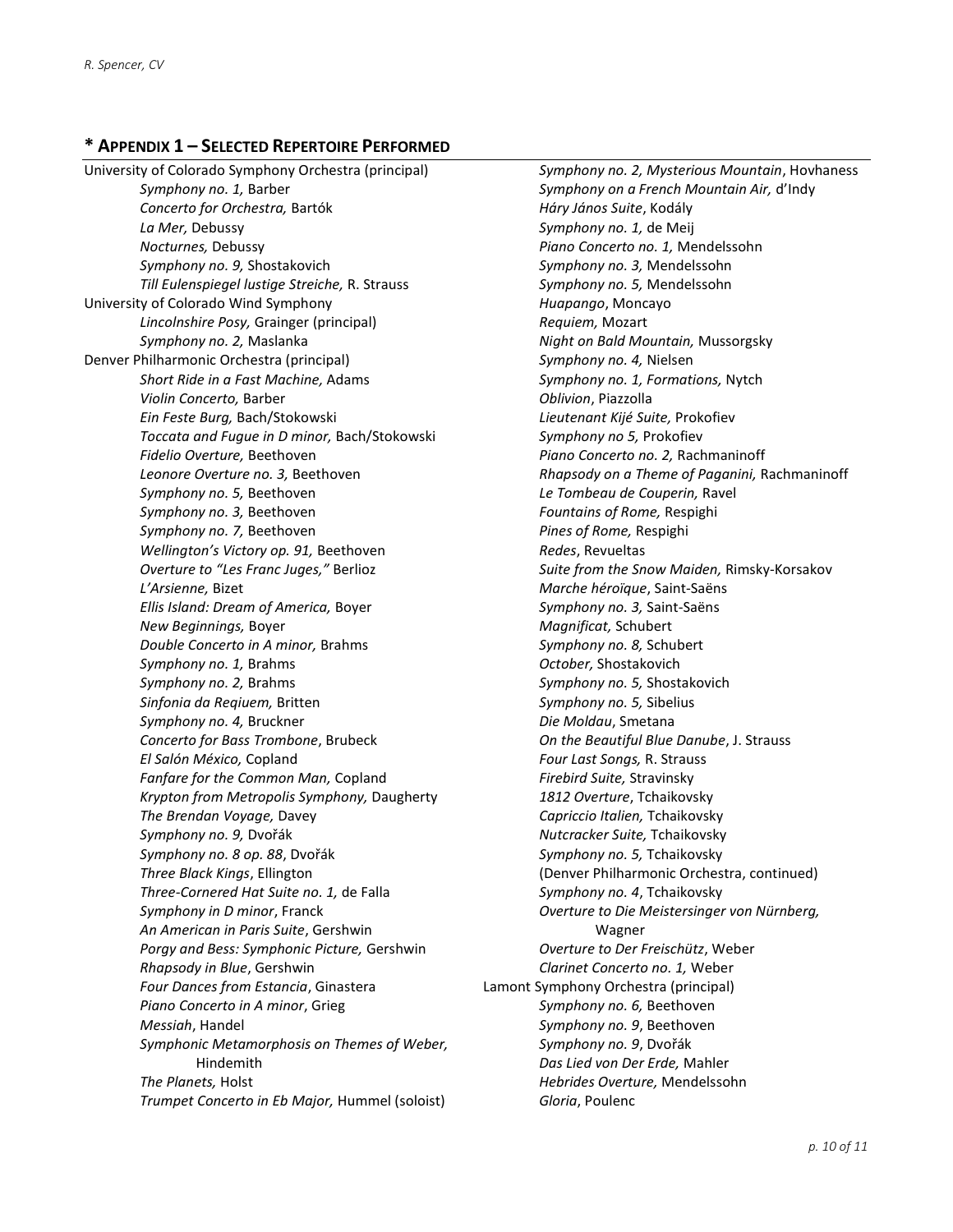## * Appendix 1 – Selected Repertoire Performed

University of Colorado Symphony Orchestra (principal)

- *Symphony no. 1,* Barber
- *Concerto for Orchestra,* Bartók
- *La Mer,* Debussy
- *Nocturnes,* Debussy
- *Symphony no. 9,* Shostakovich
- *Till Eulenspiegel lustige Streiche,* R. Strauss

University of Colorado Wind Symphony

- *Lincolnshire Posy,* Grainger (principal)
- *Symphony no. 2,* Maslanka

Denver Philharmonic Orchestra (principal)

- *Short Ride in a Fast Machine,* Adams
- *Violin Concerto,* Barber
- *Ein Feste Burg,* Bach/Stokowski
- *Toccata and Fugue in D minor,* Bach/Stokowski
- *Fidelio Overture,* Beethoven
- *Leonore Overture no. 3,* Beethoven
- *Symphony no. 5,* Beethoven
- *Symphony no. 3,* Beethoven
- *Symphony no. 7,* Beethoven
- *Wellington's Victory op. 91,* Beethoven
- *Overture to "Les Franc Juges,"* Berlioz
- *L'Arsienne,* Bizet
- *Ellis Island: Dream of America,* Boyer
- *New Beginnings,* Boyer
- *Double Concerto in A minor,* Brahms
- *Symphony no. 1,* Brahms
- *Symphony no. 2,* Brahms
- *Sinfonia da Reqiuem,* Britten
- *Symphony no. 4,* Bruckner
- *Concerto for Bass Trombone*, Brubeck
- *El Salón México,* Copland
- *Fanfare for the Common Man,* Copland
- *Krypton from Metropolis Symphony,* Daugherty
- *The Brendan Voyage,* Davey
- *Symphony no. 9,* Dvořák
- *Symphony no. 8 op. 88*, Dvořák
- *Three Black Kings*, Ellington
- *Three-Cornered Hat Suite no. 1,* de Falla
- *Symphony in D minor*, Franck
- *An American in Paris Suite*, Gershwin
- *Porgy and Bess: Symphonic Picture,* Gershwin
- *Rhapsody in Blue*, Gershwin
- *Four Dances from Estancia*, Ginastera
- *Piano Concerto in A minor*, Grieg
- *Messiah*, Handel
- *Symphonic Metamorphosis on Themes of Weber,* Hindemith
- *The Planets,* Holst
- *Trumpet Concerto in Eb Major,* Hummel (soloist)
- *Symphony no. 2, Mysterious Mountain*, Hovhaness
- *Symphony on a French Mountain Air,* d'Indy
- *Háry János Suite*, Kodály
- *Symphony no. 1,* de Meij
- *Piano Concerto no. 1,* Mendelssohn
- *Symphony no. 3,* Mendelssohn
- *Symphony no. 5,* Mendelssohn
- *Huapango*, Moncayo
- *Requiem,* Mozart
- *Night on Bald Mountain,* Mussorgsky
- *Symphony no. 4,* Nielsen
- *Symphony no. 1, Formations,* Nytch
- *Oblivion*, Piazzolla
- *Lieutenant Kijé Suite,* Prokofiev
- *Symphony no 5,* Prokofiev
- *Piano Concerto no. 2,* Rachmaninoff
- *Rhapsody on a Theme of Paganini,* Rachmaninoff
- *Le Tombeau de Couperin,* Ravel
- *Fountains of Rome,* Respighi
- *Pines of Rome,* Respighi
- *Redes*, Revueltas
- *Suite from the Snow Maiden,* Rimsky-Korsakov
- *Marche héroïque*, Saint-Saëns
- *Symphony no. 3,* Saint-Saëns
- *Magnificat,* Schubert
- *Symphony no. 8,* Schubert
- *October,* Shostakovich
- *Symphony no. 5,* Shostakovich
- *Symphony no. 5,* Sibelius
- *Die Moldau*, Smetana
- *On the Beautiful Blue Danube*, J. Strauss
- *Four Last Songs,* R. Strauss
- *Firebird Suite,* Stravinsky
- *1812 Overture*, Tchaikovsky
- *Capriccio Italien,* Tchaikovsky
- *Nutcracker Suite,* Tchaikovsky
- *Symphony no. 5,* Tchaikovsky

(Denver Philharmonic Orchestra, continued)

- *Symphony no. 4*, Tchaikovsky
- *Overture to Die Meistersinger von Nürnberg,* Wagner
- *Overture to Der Freischütz*, Weber
- *Clarinet Concerto no. 1,* Weber

Lamont Symphony Orchestra (principal)

- *Symphony no. 6,* Beethoven
- *Symphony no. 9*, Beethoven
- *Symphony no. 9*, Dvořák
- *Das Lied von Der Erde,* Mahler
- *Hebrides Overture,* Mendelssohn
- *Gloria*, Poulenc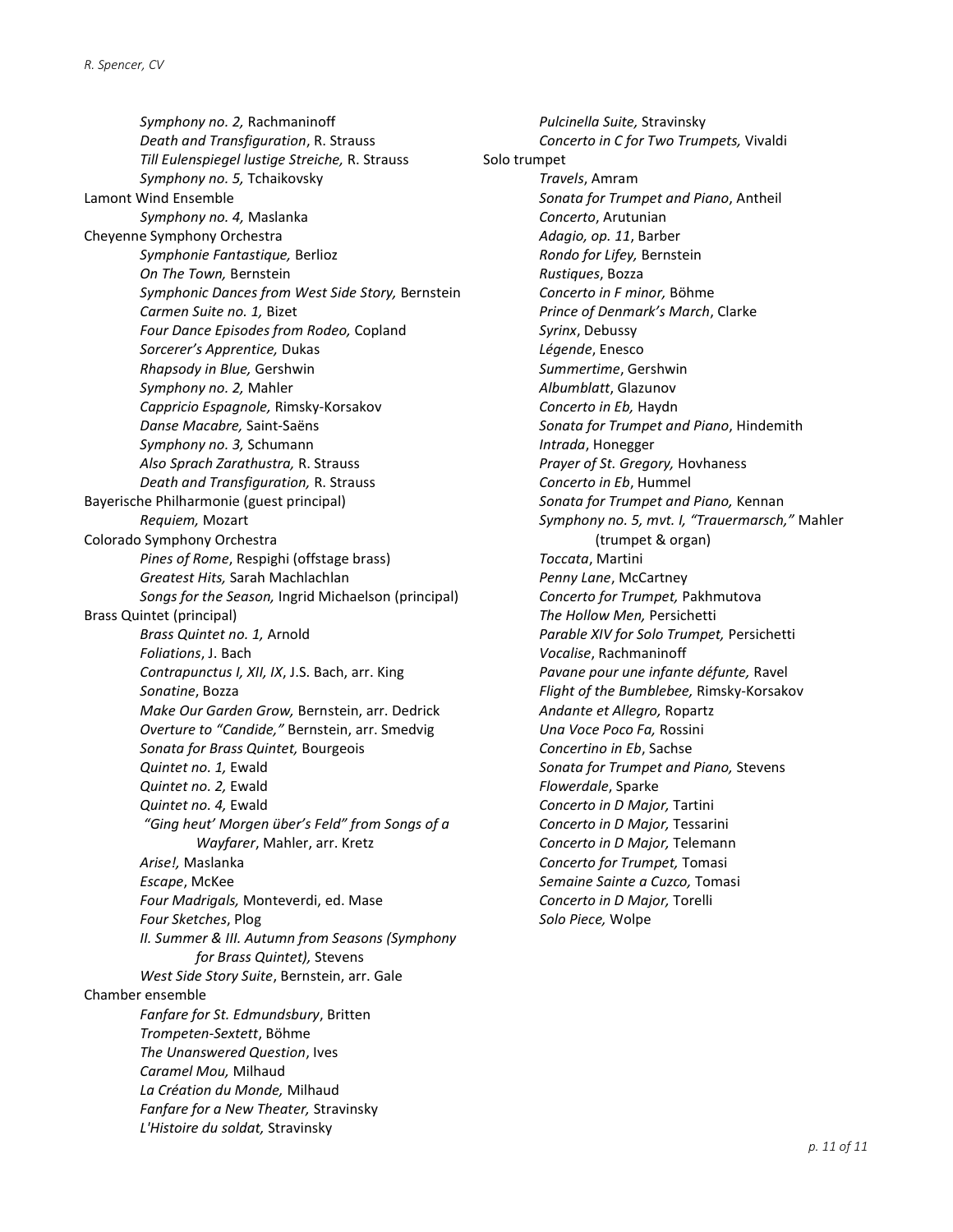*Symphony no. 2,* Rachmaninoff
*Death and Transfiguration*, R. Strauss
*Till Eulenspiegel lustige Streiche,* R. Strauss
*Symphony no. 5,* Tchaikovsky

Lamont Wind Ensemble

*Symphony no. 4,* Maslanka

Cheyenne Symphony Orchestra

*Symphonie Fantastique,* Berlioz
*On The Town,* Bernstein
*Symphonic Dances from West Side Story,* Bernstein
*Carmen Suite no. 1,* Bizet
*Four Dance Episodes from Rodeo,* Copland
*Sorcerer's Apprentice,* Dukas
*Rhapsody in Blue,* Gershwin
*Symphony no. 2,* Mahler
*Cappricio Espagnole,* Rimsky-Korsakov
*Danse Macabre,* Saint-Saëns
*Symphony no. 3,* Schumann
*Also Sprach Zarathustra,* R. Strauss
*Death and Transfiguration,* R. Strauss

Bayerische Philharmonie (guest principal)

*Requiem,* Mozart

Colorado Symphony Orchestra

*Pines of Rome*, Respighi (offstage brass)
*Greatest Hits,* Sarah Machlachlan
*Songs for the Season,* Ingrid Michaelson (principal)

Brass Quintet (principal)

*Brass Quintet no. 1,* Arnold
*Foliations*, J. Bach
*Contrapunctus I, XII, IX*, J.S. Bach, arr. King
*Sonatine*, Bozza
*Make Our Garden Grow,* Bernstein, arr. Dedrick
*Overture to "Candide,"* Bernstein, arr. Smedvig
*Sonata for Brass Quintet,* Bourgeois
*Quintet no. 1,* Ewald
*Quintet no. 2,* Ewald
*Quintet no. 4,* Ewald
*"Ging heut' Morgen über's Feld" from Songs of a Wayfarer*, Mahler, arr. Kretz
*Arise!,* Maslanka
*Escape*, McKee
*Four Madrigals,* Monteverdi, ed. Mase
*Four Sketches*, Plog
*II. Summer & III. Autumn from Seasons (Symphony for Brass Quintet),* Stevens
*West Side Story Suite*, Bernstein, arr. Gale

Chamber ensemble

*Fanfare for St. Edmundsbury*, Britten
*Trompeten-Sextett*, Böhme
*The Unanswered Question*, Ives
*Caramel Mou,* Milhaud
*La Création du Monde,* Milhaud
*Fanfare for a New Theater,* Stravinsky
*L'Histoire du soldat,* Stravinsky
*Pulcinella Suite,* Stravinsky
*Concerto in C for Two Trumpets,* Vivaldi

Solo trumpet

*Travels*, Amram
*Sonata for Trumpet and Piano*, Antheil
*Concerto*, Arutunian
*Adagio, op. 11*, Barber
*Rondo for Lifey,* Bernstein
*Rustiques*, Bozza
*Concerto in F minor,* Böhme
*Prince of Denmark's March*, Clarke
*Syrinx*, Debussy
*Légende*, Enesco
*Summertime*, Gershwin
*Albumblatt*, Glazunov
*Concerto in Eb,* Haydn
*Sonata for Trumpet and Piano*, Hindemith
*Intrada*, Honegger
*Prayer of St. Gregory,* Hovhaness
*Concerto in Eb*, Hummel
*Sonata for Trumpet and Piano,* Kennan
*Symphony no. 5, mvt. I, "Trauermarsch,"* Mahler (trumpet & organ)
*Toccata*, Martini
*Penny Lane*, McCartney
*Concerto for Trumpet,* Pakhmutova
*The Hollow Men,* Persichetti
*Parable XIV for Solo Trumpet,* Persichetti
*Vocalise*, Rachmaninoff
*Pavane pour une infante défunte,* Ravel
*Flight of the Bumblebee,* Rimsky-Korsakov
*Andante et Allegro,* Ropartz
*Una Voce Poco Fa,* Rossini
*Concertino in Eb*, Sachse
*Sonata for Trumpet and Piano,* Stevens
*Flowerdale*, Sparke
*Concerto in D Major,* Tartini
*Concerto in D Major,* Tessarini
*Concerto in D Major,* Telemann
*Concerto for Trumpet,* Tomasi
*Semaine Sainte a Cuzco,* Tomasi
*Concerto in D Major,* Torelli
*Solo Piece,* Wolpe